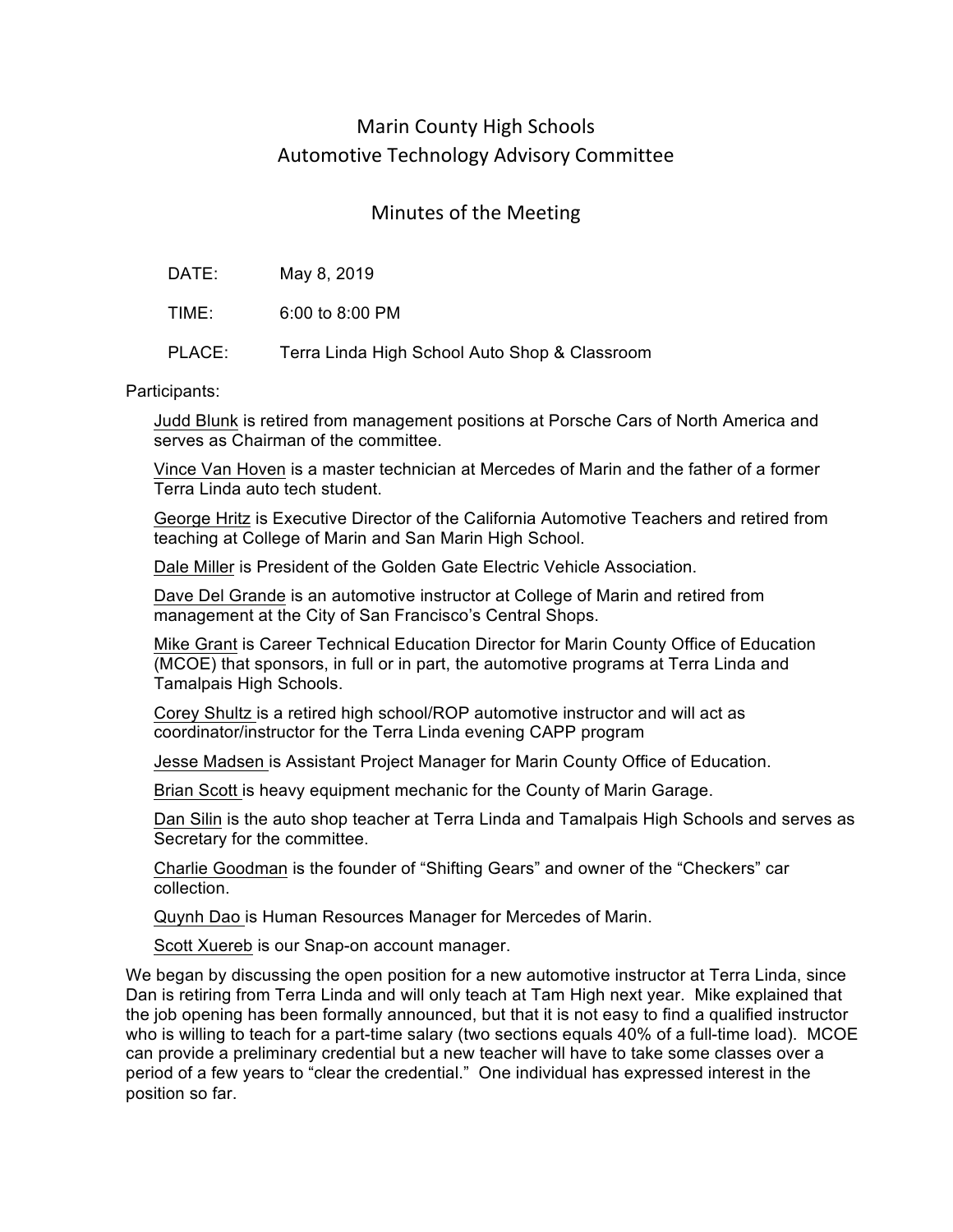# Marin County High Schools
# Automotive Technology Advisory Committee

## Minutes of the Meeting

DATE: May 8, 2019

TIME: 6:00 to 8:00 PM

PLACE: Terra Linda High School Auto Shop & Classroom

Participants:

<u>Judd Blunk</u> is retired from management positions at Porsche Cars of North America and serves as Chairman of the committee.

<u>Vince Van Hoven</u> is a master technician at Mercedes of Marin and the father of a former Terra Linda auto tech student.

<u>George Hritz</u> is Executive Director of the California Automotive Teachers and retired from teaching at College of Marin and San Marin High School.

<u>Dale Miller</u> is President of the Golden Gate Electric Vehicle Association.

<u>Dave Del Grande</u> is an automotive instructor at College of Marin and retired from management at the City of San Francisco's Central Shops.

<u>Mike Grant</u> is Career Technical Education Director for Marin County Office of Education (MCOE) that sponsors, in full or in part, the automotive programs at Terra Linda and Tamalpais High Schools.

<u>Corey Shultz</u> is a retired high school/ROP automotive instructor and will act as coordinator/instructor for the Terra Linda evening CAPP program

<u>Jesse Madsen</u> is Assistant Project Manager for Marin County Office of Education.

<u>Brian Scott</u> is heavy equipment mechanic for the County of Marin Garage.

<u>Dan Silin</u> is the auto shop teacher at Terra Linda and Tamalpais High Schools and serves as Secretary for the committee.

<u>Charlie Goodman</u> is the founder of "Shifting Gears" and owner of the "Checkers" car collection.

<u>Quynh Dao</u> is Human Resources Manager for Mercedes of Marin.

<u>Scott Xuereb</u> is our Snap-on account manager.

We began by discussing the open position for a new automotive instructor at Terra Linda, since Dan is retiring from Terra Linda and will only teach at Tam High next year. Mike explained that the job opening has been formally announced, but that it is not easy to find a qualified instructor who is willing to teach for a part-time salary (two sections equals 40% of a full-time load). MCOE can provide a preliminary credential but a new teacher will have to take some classes over a period of a few years to "clear the credential." One individual has expressed interest in the position so far.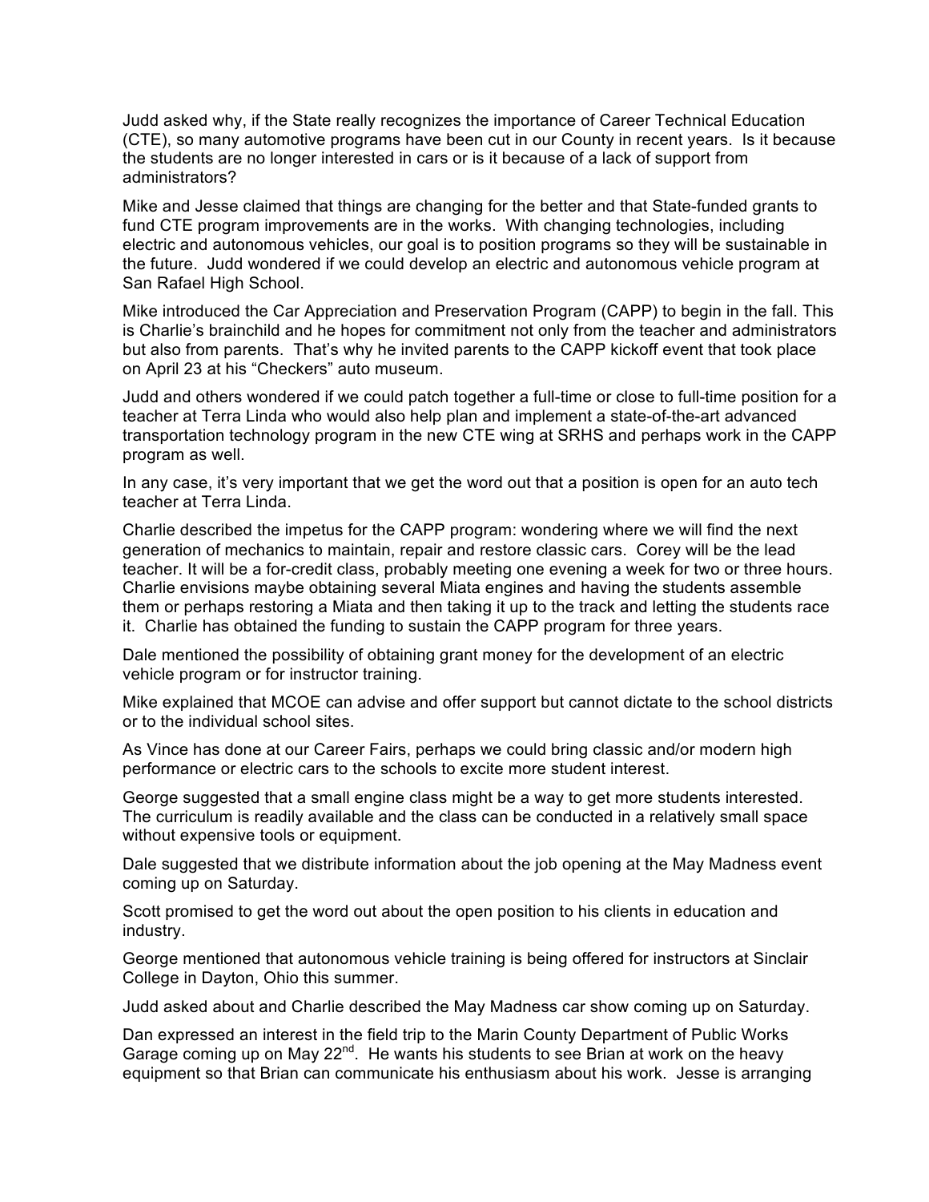Judd asked why, if the State really recognizes the importance of Career Technical Education (CTE), so many automotive programs have been cut in our County in recent years. Is it because the students are no longer interested in cars or is it because of a lack of support from administrators?

Mike and Jesse claimed that things are changing for the better and that State-funded grants to fund CTE program improvements are in the works. With changing technologies, including electric and autonomous vehicles, our goal is to position programs so they will be sustainable in the future. Judd wondered if we could develop an electric and autonomous vehicle program at San Rafael High School.

Mike introduced the Car Appreciation and Preservation Program (CAPP) to begin in the fall. This is Charlie's brainchild and he hopes for commitment not only from the teacher and administrators but also from parents. That's why he invited parents to the CAPP kickoff event that took place on April 23 at his "Checkers" auto museum.

Judd and others wondered if we could patch together a full-time or close to full-time position for a teacher at Terra Linda who would also help plan and implement a state-of-the-art advanced transportation technology program in the new CTE wing at SRHS and perhaps work in the CAPP program as well.

In any case, it's very important that we get the word out that a position is open for an auto tech teacher at Terra Linda.

Charlie described the impetus for the CAPP program: wondering where we will find the next generation of mechanics to maintain, repair and restore classic cars. Corey will be the lead teacher. It will be a for-credit class, probably meeting one evening a week for two or three hours. Charlie envisions maybe obtaining several Miata engines and having the students assemble them or perhaps restoring a Miata and then taking it up to the track and letting the students race it. Charlie has obtained the funding to sustain the CAPP program for three years.

Dale mentioned the possibility of obtaining grant money for the development of an electric vehicle program or for instructor training.

Mike explained that MCOE can advise and offer support but cannot dictate to the school districts or to the individual school sites.

As Vince has done at our Career Fairs, perhaps we could bring classic and/or modern high performance or electric cars to the schools to excite more student interest.

George suggested that a small engine class might be a way to get more students interested. The curriculum is readily available and the class can be conducted in a relatively small space without expensive tools or equipment.

Dale suggested that we distribute information about the job opening at the May Madness event coming up on Saturday.

Scott promised to get the word out about the open position to his clients in education and industry.

George mentioned that autonomous vehicle training is being offered for instructors at Sinclair College in Dayton, Ohio this summer.

Judd asked about and Charlie described the May Madness car show coming up on Saturday.

Dan expressed an interest in the field trip to the Marin County Department of Public Works Garage coming up on May 22nd. He wants his students to see Brian at work on the heavy equipment so that Brian can communicate his enthusiasm about his work. Jesse is arranging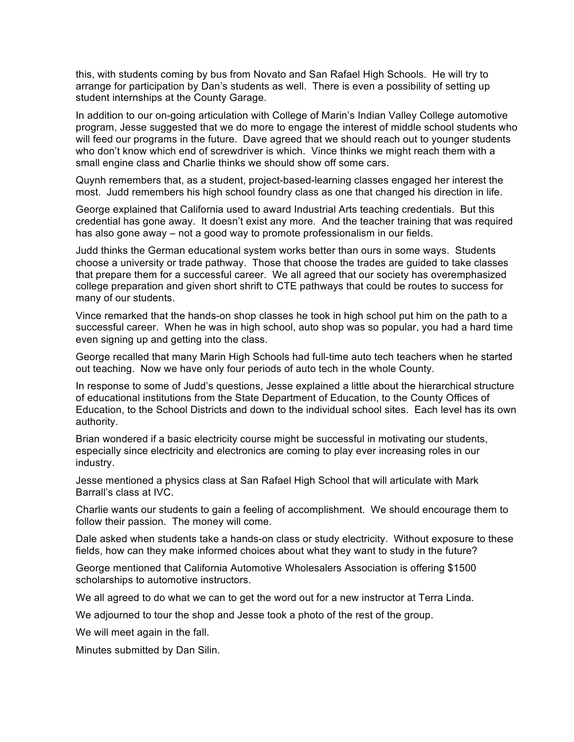this, with students coming by bus from Novato and San Rafael High Schools. He will try to arrange for participation by Dan's students as well. There is even a possibility of setting up student internships at the County Garage.

In addition to our on-going articulation with College of Marin's Indian Valley College automotive program, Jesse suggested that we do more to engage the interest of middle school students who will feed our programs in the future. Dave agreed that we should reach out to younger students who don't know which end of screwdriver is which. Vince thinks we might reach them with a small engine class and Charlie thinks we should show off some cars.

Quynh remembers that, as a student, project-based-learning classes engaged her interest the most. Judd remembers his high school foundry class as one that changed his direction in life.

George explained that California used to award Industrial Arts teaching credentials. But this credential has gone away. It doesn't exist any more. And the teacher training that was required has also gone away – not a good way to promote professionalism in our fields.

Judd thinks the German educational system works better than ours in some ways. Students choose a university or trade pathway. Those that choose the trades are guided to take classes that prepare them for a successful career. We all agreed that our society has overemphasized college preparation and given short shrift to CTE pathways that could be routes to success for many of our students.

Vince remarked that the hands-on shop classes he took in high school put him on the path to a successful career. When he was in high school, auto shop was so popular, you had a hard time even signing up and getting into the class.

George recalled that many Marin High Schools had full-time auto tech teachers when he started out teaching. Now we have only four periods of auto tech in the whole County.

In response to some of Judd's questions, Jesse explained a little about the hierarchical structure of educational institutions from the State Department of Education, to the County Offices of Education, to the School Districts and down to the individual school sites. Each level has its own authority.

Brian wondered if a basic electricity course might be successful in motivating our students, especially since electricity and electronics are coming to play ever increasing roles in our industry.

Jesse mentioned a physics class at San Rafael High School that will articulate with Mark Barrall's class at IVC.

Charlie wants our students to gain a feeling of accomplishment. We should encourage them to follow their passion. The money will come.

Dale asked when students take a hands-on class or study electricity. Without exposure to these fields, how can they make informed choices about what they want to study in the future?

George mentioned that California Automotive Wholesalers Association is offering $1500 scholarships to automotive instructors.

We all agreed to do what we can to get the word out for a new instructor at Terra Linda.

We adjourned to tour the shop and Jesse took a photo of the rest of the group.

We will meet again in the fall.

Minutes submitted by Dan Silin.